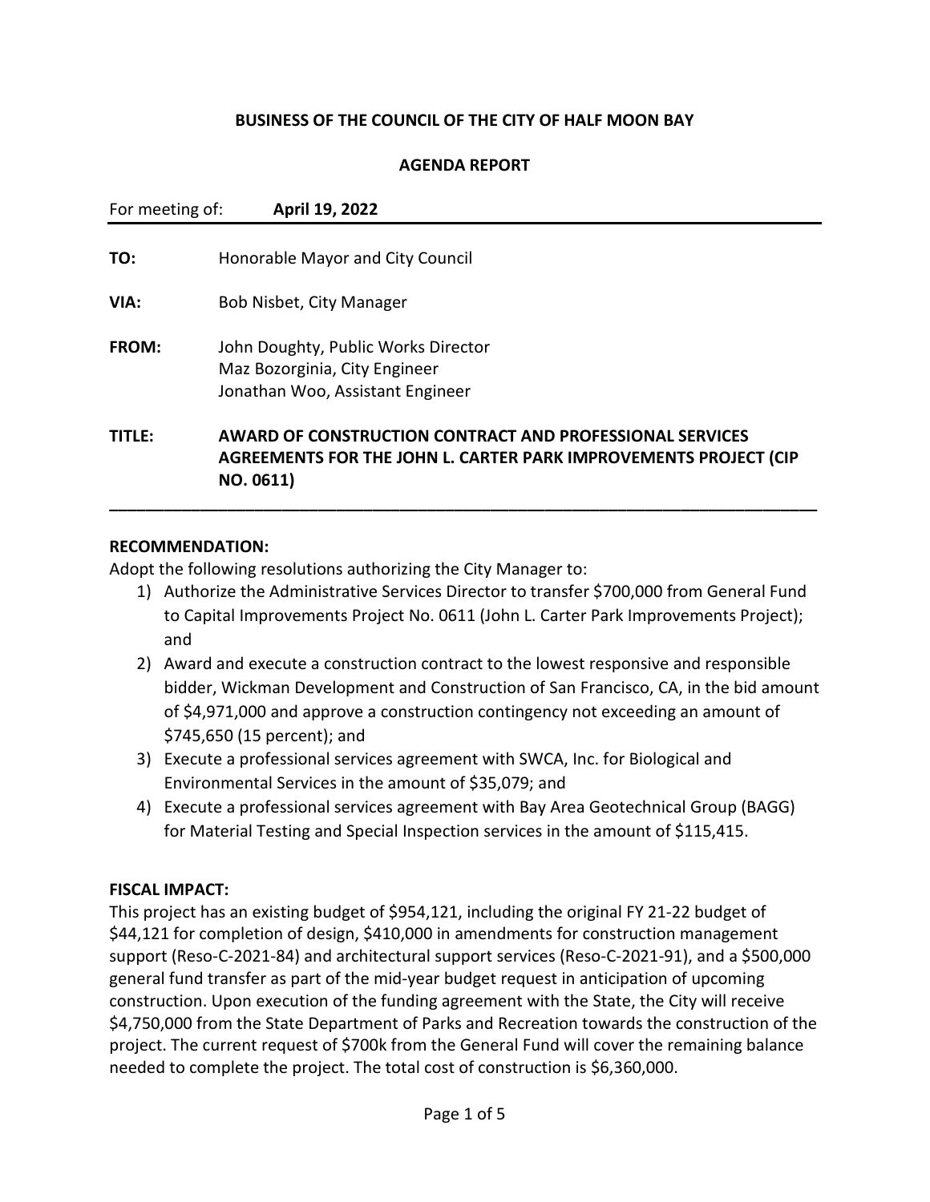**BUSINESS OF THE COUNCIL OF THE CITY OF HALF MOON BAY**

**AGENDA REPORT**

For meeting of: **April 19, 2022**

**TO:** Honorable Mayor and City Council

**VIA:** Bob Nisbet, City Manager

**FROM:** John Doughty, Public Works Director
Maz Bozorginia, City Engineer
Jonathan Woo, Assistant Engineer

**TITLE:** **AWARD OF CONSTRUCTION CONTRACT AND PROFESSIONAL SERVICES AGREEMENTS FOR THE JOHN L. CARTER PARK IMPROVEMENTS PROJECT (CIP NO. 0611)**

---

**RECOMMENDATION:**

Adopt the following resolutions authorizing the City Manager to:

1) Authorize the Administrative Services Director to transfer $700,000 from General Fund to Capital Improvements Project No. 0611 (John L. Carter Park Improvements Project); and
2) Award and execute a construction contract to the lowest responsive and responsible bidder, Wickman Development and Construction of San Francisco, CA, in the bid amount of $4,971,000 and approve a construction contingency not exceeding an amount of $745,650 (15 percent); and
3) Execute a professional services agreement with SWCA, Inc. for Biological and Environmental Services in the amount of $35,079; and
4) Execute a professional services agreement with Bay Area Geotechnical Group (BAGG) for Material Testing and Special Inspection services in the amount of $115,415.

**FISCAL IMPACT:**

This project has an existing budget of $954,121, including the original FY 21-22 budget of $44,121 for completion of design, $410,000 in amendments for construction management support (Reso-C-2021-84) and architectural support services (Reso-C-2021-91), and a $500,000 general fund transfer as part of the mid-year budget request in anticipation of upcoming construction. Upon execution of the funding agreement with the State, the City will receive $4,750,000 from the State Department of Parks and Recreation towards the construction of the project. The current request of $700k from the General Fund will cover the remaining balance needed to complete the project. The total cost of construction is $6,360,000.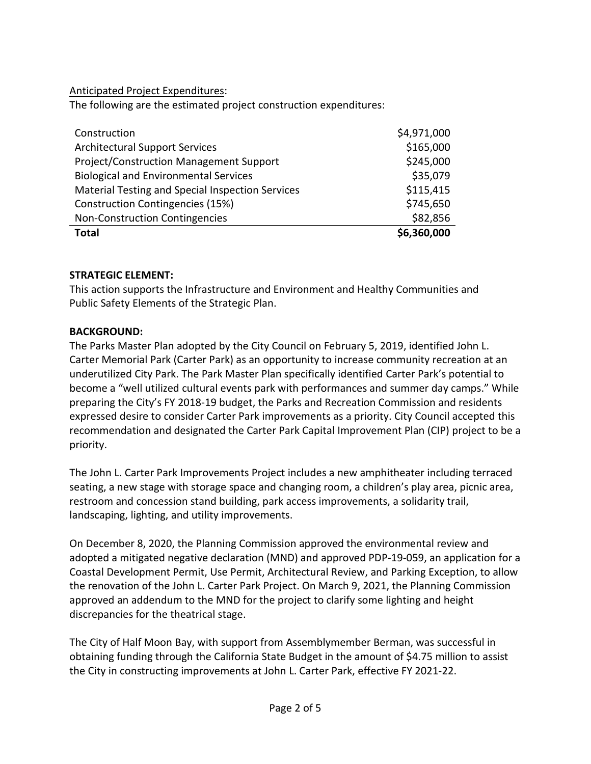Anticipated Project Expenditures:

The following are the estimated project construction expenditures:

| | |
|---|---:|
| Construction | $4,971,000 |
| Architectural Support Services | $165,000 |
| Project/Construction Management Support | $245,000 |
| Biological and Environmental Services | $35,079 |
| Material Testing and Special Inspection Services | $115,415 |
| Construction Contingencies (15%) | $745,650 |
| Non-Construction Contingencies | $82,856 |
| **Total** | **$6,360,000** |

**STRATEGIC ELEMENT:**

This action supports the Infrastructure and Environment and Healthy Communities and Public Safety Elements of the Strategic Plan.

**BACKGROUND:**

The Parks Master Plan adopted by the City Council on February 5, 2019, identified John L. Carter Memorial Park (Carter Park) as an opportunity to increase community recreation at an underutilized City Park. The Park Master Plan specifically identified Carter Park's potential to become a "well utilized cultural events park with performances and summer day camps." While preparing the City's FY 2018-19 budget, the Parks and Recreation Commission and residents expressed desire to consider Carter Park improvements as a priority. City Council accepted this recommendation and designated the Carter Park Capital Improvement Plan (CIP) project to be a priority.

The John L. Carter Park Improvements Project includes a new amphitheater including terraced seating, a new stage with storage space and changing room, a children's play area, picnic area, restroom and concession stand building, park access improvements, a solidarity trail, landscaping, lighting, and utility improvements.

On December 8, 2020, the Planning Commission approved the environmental review and adopted a mitigated negative declaration (MND) and approved PDP-19-059, an application for a Coastal Development Permit, Use Permit, Architectural Review, and Parking Exception, to allow the renovation of the John L. Carter Park Project. On March 9, 2021, the Planning Commission approved an addendum to the MND for the project to clarify some lighting and height discrepancies for the theatrical stage.

The City of Half Moon Bay, with support from Assemblymember Berman, was successful in obtaining funding through the California State Budget in the amount of $4.75 million to assist the City in constructing improvements at John L. Carter Park, effective FY 2021-22.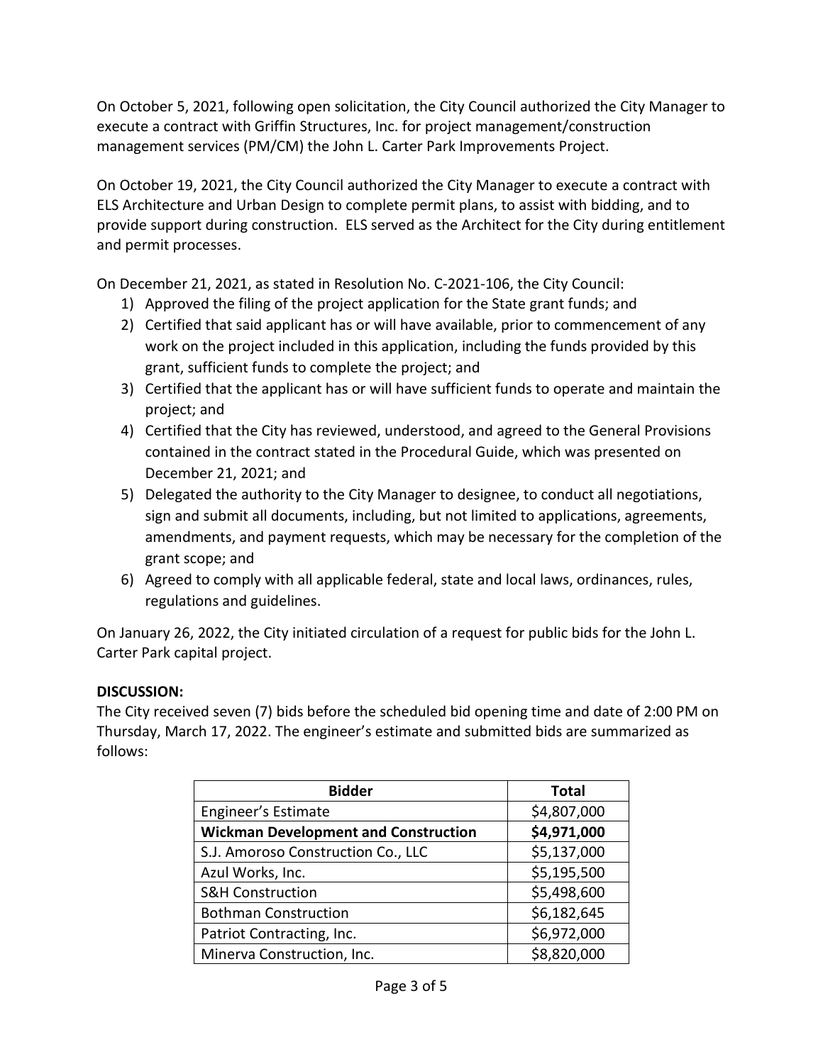On October 5, 2021, following open solicitation, the City Council authorized the City Manager to execute a contract with Griffin Structures, Inc. for project management/construction management services (PM/CM) the John L. Carter Park Improvements Project.

On October 19, 2021, the City Council authorized the City Manager to execute a contract with ELS Architecture and Urban Design to complete permit plans, to assist with bidding, and to provide support during construction. ELS served as the Architect for the City during entitlement and permit processes.

On December 21, 2021, as stated in Resolution No. C-2021-106, the City Council:

1) Approved the filing of the project application for the State grant funds; and
2) Certified that said applicant has or will have available, prior to commencement of any work on the project included in this application, including the funds provided by this grant, sufficient funds to complete the project; and
3) Certified that the applicant has or will have sufficient funds to operate and maintain the project; and
4) Certified that the City has reviewed, understood, and agreed to the General Provisions contained in the contract stated in the Procedural Guide, which was presented on December 21, 2021; and
5) Delegated the authority to the City Manager to designee, to conduct all negotiations, sign and submit all documents, including, but not limited to applications, agreements, amendments, and payment requests, which may be necessary for the completion of the grant scope; and
6) Agreed to comply with all applicable federal, state and local laws, ordinances, rules, regulations and guidelines.

On January 26, 2022, the City initiated circulation of a request for public bids for the John L. Carter Park capital project.

**DISCUSSION:**

The City received seven (7) bids before the scheduled bid opening time and date of 2:00 PM on Thursday, March 17, 2022. The engineer's estimate and submitted bids are summarized as follows:

| Bidder | Total |
|---|---|
| Engineer's Estimate | $4,807,000 |
| **Wickman Development and Construction** | **$4,971,000** |
| S.J. Amoroso Construction Co., LLC | $5,137,000 |
| Azul Works, Inc. | $5,195,500 |
| S&H Construction | $5,498,600 |
| Bothman Construction | $6,182,645 |
| Patriot Contracting, Inc. | $6,972,000 |
| Minerva Construction, Inc. | $8,820,000 |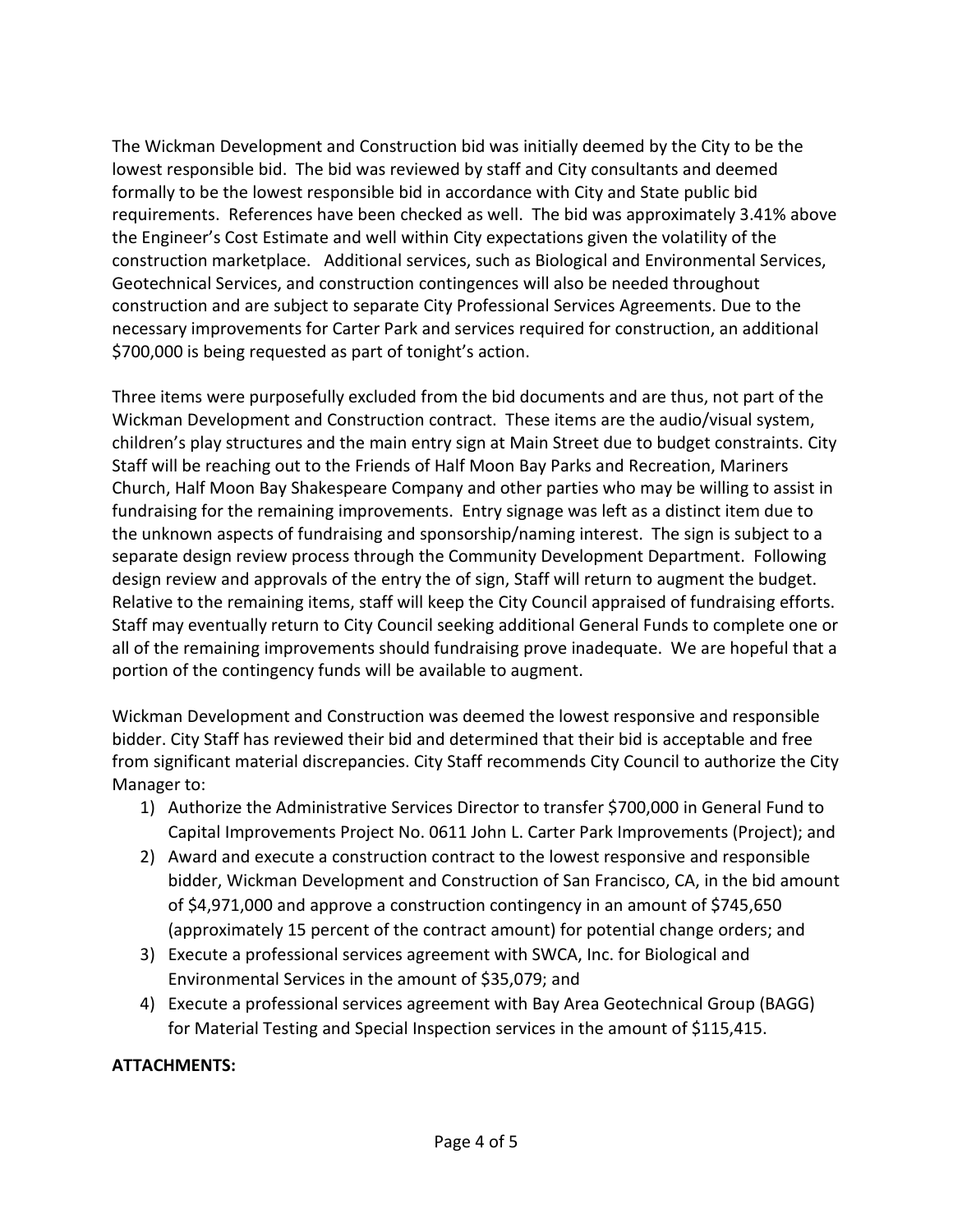The Wickman Development and Construction bid was initially deemed by the City to be the lowest responsible bid. The bid was reviewed by staff and City consultants and deemed formally to be the lowest responsible bid in accordance with City and State public bid requirements. References have been checked as well. The bid was approximately 3.41% above the Engineer's Cost Estimate and well within City expectations given the volatility of the construction marketplace. Additional services, such as Biological and Environmental Services, Geotechnical Services, and construction contingences will also be needed throughout construction and are subject to separate City Professional Services Agreements. Due to the necessary improvements for Carter Park and services required for construction, an additional $700,000 is being requested as part of tonight's action.

Three items were purposefully excluded from the bid documents and are thus, not part of the Wickman Development and Construction contract. These items are the audio/visual system, children's play structures and the main entry sign at Main Street due to budget constraints. City Staff will be reaching out to the Friends of Half Moon Bay Parks and Recreation, Mariners Church, Half Moon Bay Shakespeare Company and other parties who may be willing to assist in fundraising for the remaining improvements. Entry signage was left as a distinct item due to the unknown aspects of fundraising and sponsorship/naming interest. The sign is subject to a separate design review process through the Community Development Department. Following design review and approvals of the entry the of sign, Staff will return to augment the budget. Relative to the remaining items, staff will keep the City Council appraised of fundraising efforts. Staff may eventually return to City Council seeking additional General Funds to complete one or all of the remaining improvements should fundraising prove inadequate. We are hopeful that a portion of the contingency funds will be available to augment.

Wickman Development and Construction was deemed the lowest responsive and responsible bidder. City Staff has reviewed their bid and determined that their bid is acceptable and free from significant material discrepancies. City Staff recommends City Council to authorize the City Manager to:

1) Authorize the Administrative Services Director to transfer $700,000 in General Fund to Capital Improvements Project No. 0611 John L. Carter Park Improvements (Project); and
2) Award and execute a construction contract to the lowest responsive and responsible bidder, Wickman Development and Construction of San Francisco, CA, in the bid amount of $4,971,000 and approve a construction contingency in an amount of $745,650 (approximately 15 percent of the contract amount) for potential change orders; and
3) Execute a professional services agreement with SWCA, Inc. for Biological and Environmental Services in the amount of $35,079; and
4) Execute a professional services agreement with Bay Area Geotechnical Group (BAGG) for Material Testing and Special Inspection services in the amount of $115,415.

**ATTACHMENTS:**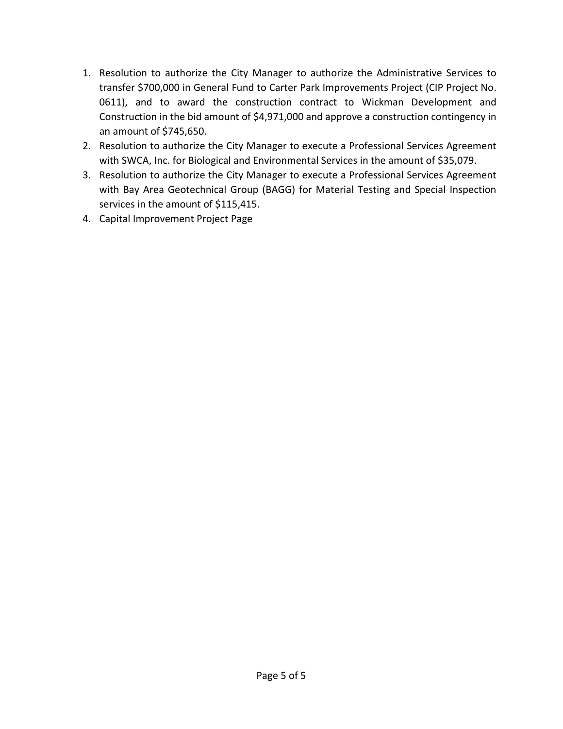1. Resolution to authorize the City Manager to authorize the Administrative Services to transfer $700,000 in General Fund to Carter Park Improvements Project (CIP Project No. 0611), and to award the construction contract to Wickman Development and Construction in the bid amount of $4,971,000 and approve a construction contingency in an amount of $745,650.
2. Resolution to authorize the City Manager to execute a Professional Services Agreement with SWCA, Inc. for Biological and Environmental Services in the amount of $35,079.
3. Resolution to authorize the City Manager to execute a Professional Services Agreement with Bay Area Geotechnical Group (BAGG) for Material Testing and Special Inspection services in the amount of $115,415.
4. Capital Improvement Project Page